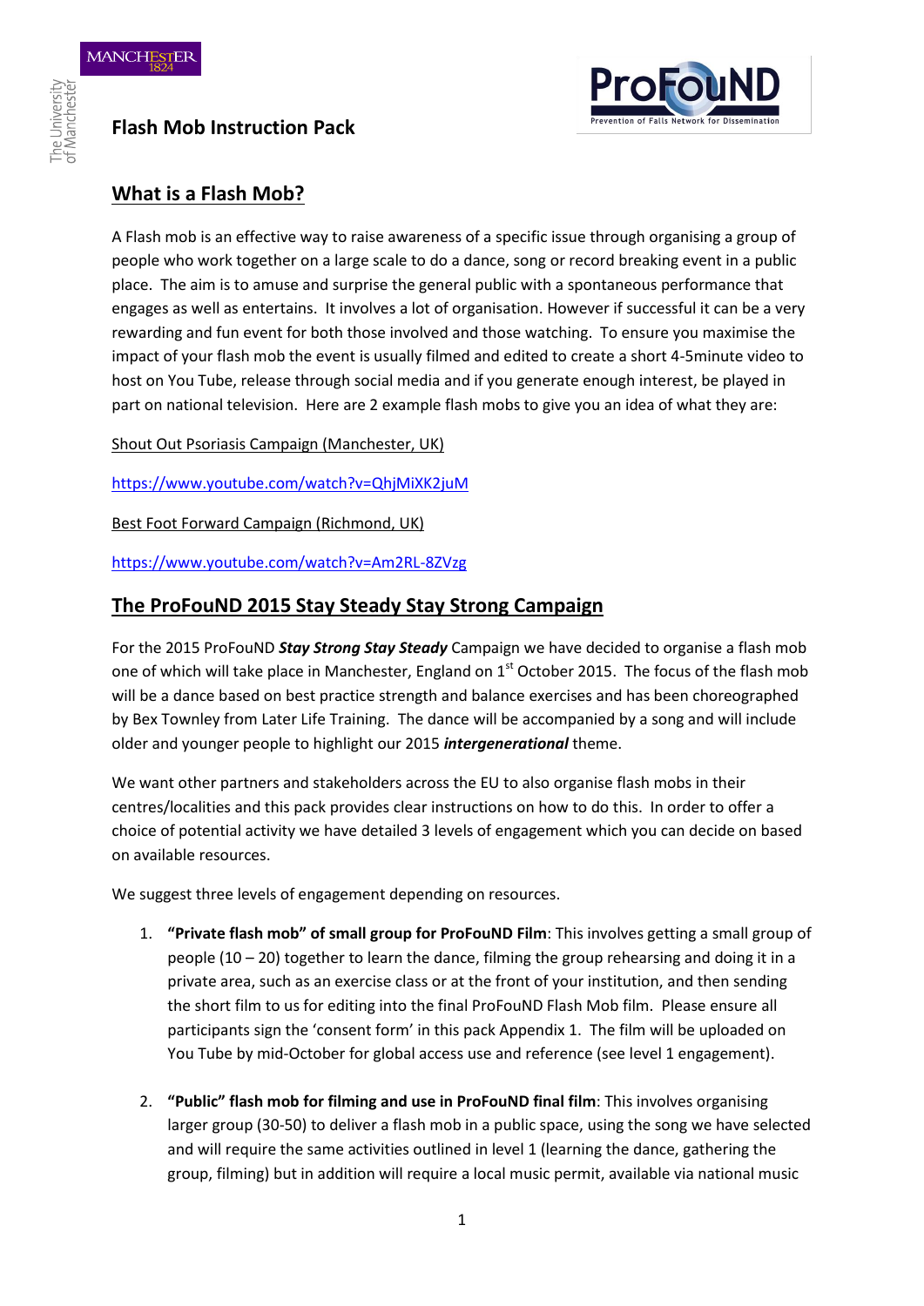# Flash Mob Instruction Pack

## What is a Flash Mob?

A Flash mob is an effective way to raise awareness of a specific issue through organising a group of people who work together on a large scale to do a dance, song or record breaking event in a public place. The aim is to amuse and surprise the general public with a spontaneous performance that engages as well as entertains. It involves a lot of organisation. However if successful it can be a very rewarding and fun event for both those involved and those watching. To ensure you maximise the impact of your flash mob the event is usually filmed and edited to create a short 4-5minute video to host on You Tube, release through social media and if you generate enough interest, be played in part on national television. Here are 2 example flash mobs to give you an idea of what they are:

Shout Out Psoriasis Campaign (Manchester, UK)

https://www.youtube.com/watch?v=QhjMiXK2juM

Best Foot Forward Campaign (Richmond, UK)

https://www.youtube.com/watch?v=Am2RL-8ZVzg

## The ProFouND 2015 Stay Steady Stay Strong Campaign

For the 2015 ProFouND ***Stay Strong Stay Steady*** Campaign we have decided to organise a flash mob one of which will take place in Manchester, England on 1st October 2015. The focus of the flash mob will be a dance based on best practice strength and balance exercises and has been choreographed by Bex Townley from Later Life Training. The dance will be accompanied by a song and will include older and younger people to highlight our 2015 ***intergenerational*** theme.

We want other partners and stakeholders across the EU to also organise flash mobs in their centres/localities and this pack provides clear instructions on how to do this. In order to offer a choice of potential activity we have detailed 3 levels of engagement which you can decide on based on available resources.

We suggest three levels of engagement depending on resources.

1. **"Private flash mob" of small group for ProFouND Film**: This involves getting a small group of people (10 – 20) together to learn the dance, filming the group rehearsing and doing it in a private area, such as an exercise class or at the front of your institution, and then sending the short film to us for editing into the final ProFouND Flash Mob film. Please ensure all participants sign the 'consent form' in this pack Appendix 1. The film will be uploaded on You Tube by mid-October for global access use and reference (see level 1 engagement).

2. **"Public" flash mob for filming and use in ProFouND final film**: This involves organising larger group (30-50) to deliver a flash mob in a public space, using the song we have selected and will require the same activities outlined in level 1 (learning the dance, gathering the group, filming) but in addition will require a local music permit, available via national music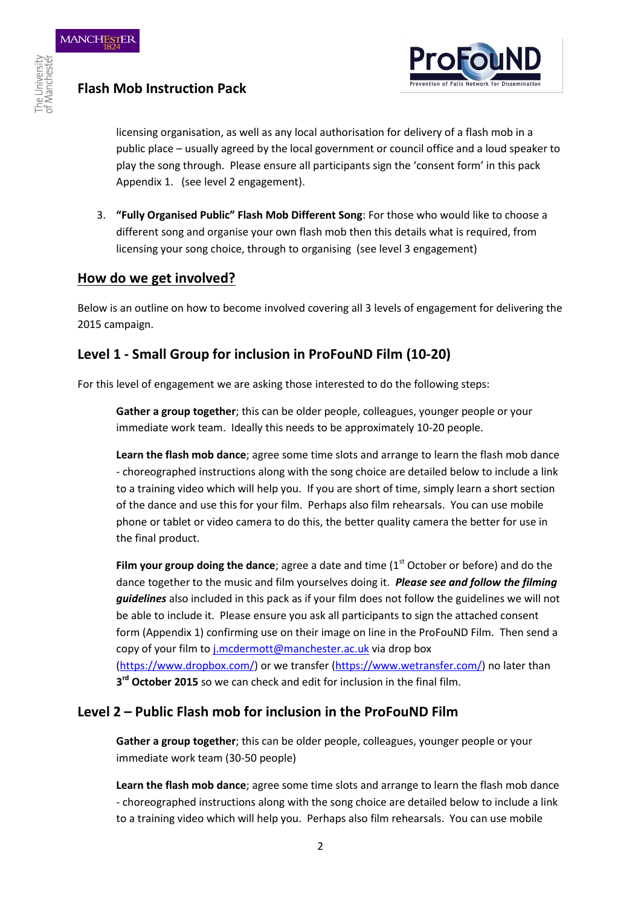licensing organisation, as well as any local authorisation for delivery of a flash mob in a public place – usually agreed by the local government or council office and a loud speaker to play the song through. Please ensure all participants sign the 'consent form' in this pack Appendix 1. (see level 2 engagement).

3. **"Fully Organised Public" Flash Mob Different Song**: For those who would like to choose a different song and organise your own flash mob then this details what is required, from licensing your song choice, through to organising (see level 3 engagement)

## How do we get involved?

Below is an outline on how to become involved covering all 3 levels of engagement for delivering the 2015 campaign.

## Level 1 - Small Group for inclusion in ProFouND Film (10-20)

For this level of engagement we are asking those interested to do the following steps:

**Gather a group together**; this can be older people, colleagues, younger people or your immediate work team. Ideally this needs to be approximately 10-20 people.

**Learn the flash mob dance**; agree some time slots and arrange to learn the flash mob dance - choreographed instructions along with the song choice are detailed below to include a link to a training video which will help you. If you are short of time, simply learn a short section of the dance and use this for your film. Perhaps also film rehearsals. You can use mobile phone or tablet or video camera to do this, the better quality camera the better for use in the final product.

**Film your group doing the dance**; agree a date and time (1st October or before) and do the dance together to the music and film yourselves doing it. ***Please see and follow the filming guidelines*** also included in this pack as if your film does not follow the guidelines we will not be able to include it. Please ensure you ask all participants to sign the attached consent form (Appendix 1) confirming use on their image on line in the ProFouND Film. Then send a copy of your film to j.mcdermott@manchester.ac.uk via drop box (https://www.dropbox.com/) or we transfer (https://www.wetransfer.com/) no later than **3rd October 2015** so we can check and edit for inclusion in the final film.

## Level 2 – Public Flash mob for inclusion in the ProFouND Film

**Gather a group together**; this can be older people, colleagues, younger people or your immediate work team (30-50 people)

**Learn the flash mob dance**; agree some time slots and arrange to learn the flash mob dance - choreographed instructions along with the song choice are detailed below to include a link to a training video which will help you. Perhaps also film rehearsals. You can use mobile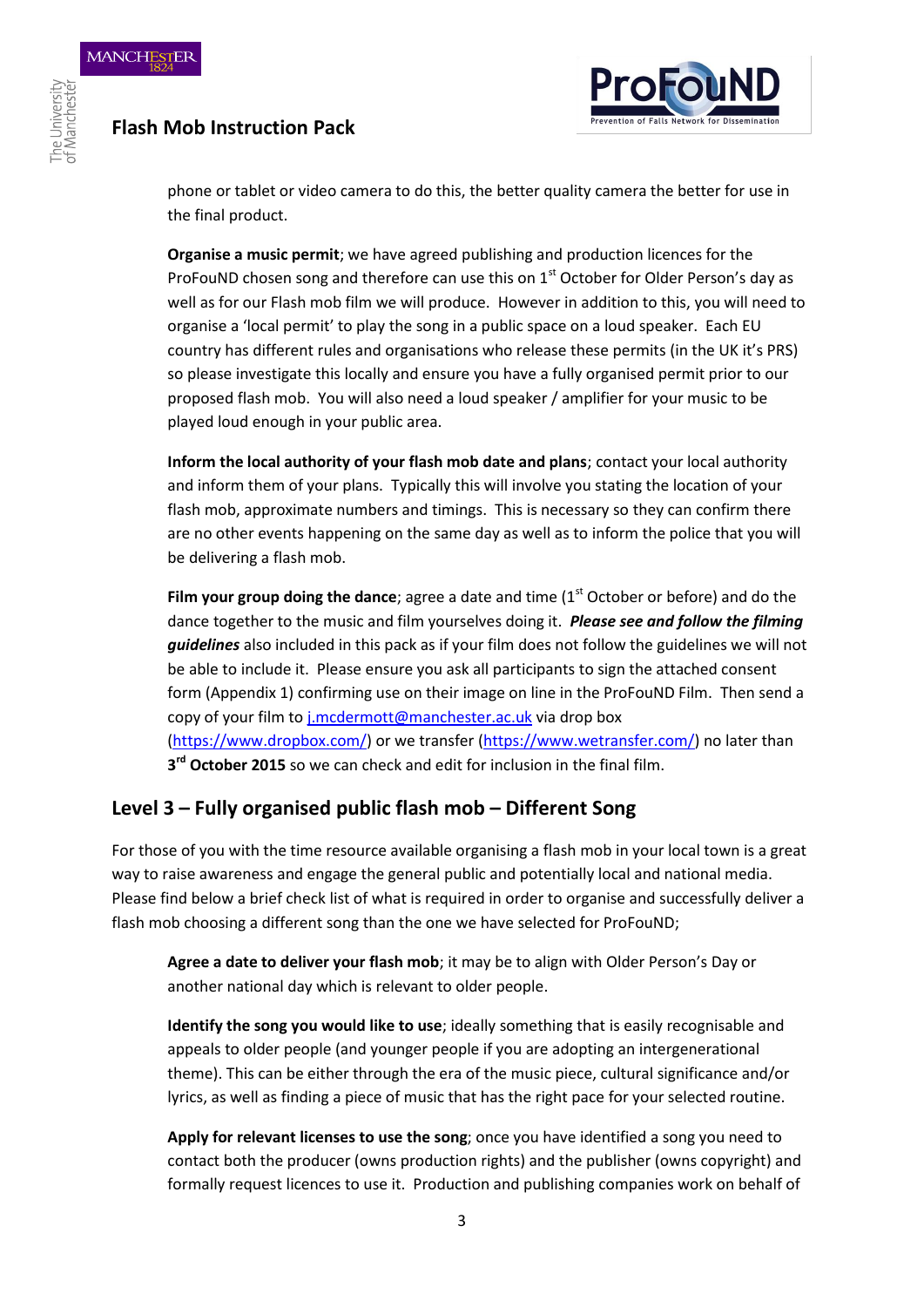phone or tablet or video camera to do this, the better quality camera the better for use in the final product.

**Organise a music permit**; we have agreed publishing and production licences for the ProFouND chosen song and therefore can use this on 1st October for Older Person's day as well as for our Flash mob film we will produce. However in addition to this, you will need to organise a 'local permit' to play the song in a public space on a loud speaker. Each EU country has different rules and organisations who release these permits (in the UK it's PRS) so please investigate this locally and ensure you have a fully organised permit prior to our proposed flash mob. You will also need a loud speaker / amplifier for your music to be played loud enough in your public area.

**Inform the local authority of your flash mob date and plans**; contact your local authority and inform them of your plans. Typically this will involve you stating the location of your flash mob, approximate numbers and timings. This is necessary so they can confirm there are no other events happening on the same day as well as to inform the police that you will be delivering a flash mob.

**Film your group doing the dance**; agree a date and time (1st October or before) and do the dance together to the music and film yourselves doing it. ***Please see and follow the filming guidelines*** also included in this pack as if your film does not follow the guidelines we will not be able to include it. Please ensure you ask all participants to sign the attached consent form (Appendix 1) confirming use on their image on line in the ProFouND Film. Then send a copy of your film to j.mcdermott@manchester.ac.uk via drop box (https://www.dropbox.com/) or we transfer (https://www.wetransfer.com/) no later than **3rd October 2015** so we can check and edit for inclusion in the final film.

## Level 3 – Fully organised public flash mob – Different Song

For those of you with the time resource available organising a flash mob in your local town is a great way to raise awareness and engage the general public and potentially local and national media. Please find below a brief check list of what is required in order to organise and successfully deliver a flash mob choosing a different song than the one we have selected for ProFouND;

**Agree a date to deliver your flash mob**; it may be to align with Older Person's Day or another national day which is relevant to older people.

**Identify the song you would like to use**; ideally something that is easily recognisable and appeals to older people (and younger people if you are adopting an intergenerational theme). This can be either through the era of the music piece, cultural significance and/or lyrics, as well as finding a piece of music that has the right pace for your selected routine.

**Apply for relevant licenses to use the song**; once you have identified a song you need to contact both the producer (owns production rights) and the publisher (owns copyright) and formally request licences to use it. Production and publishing companies work on behalf of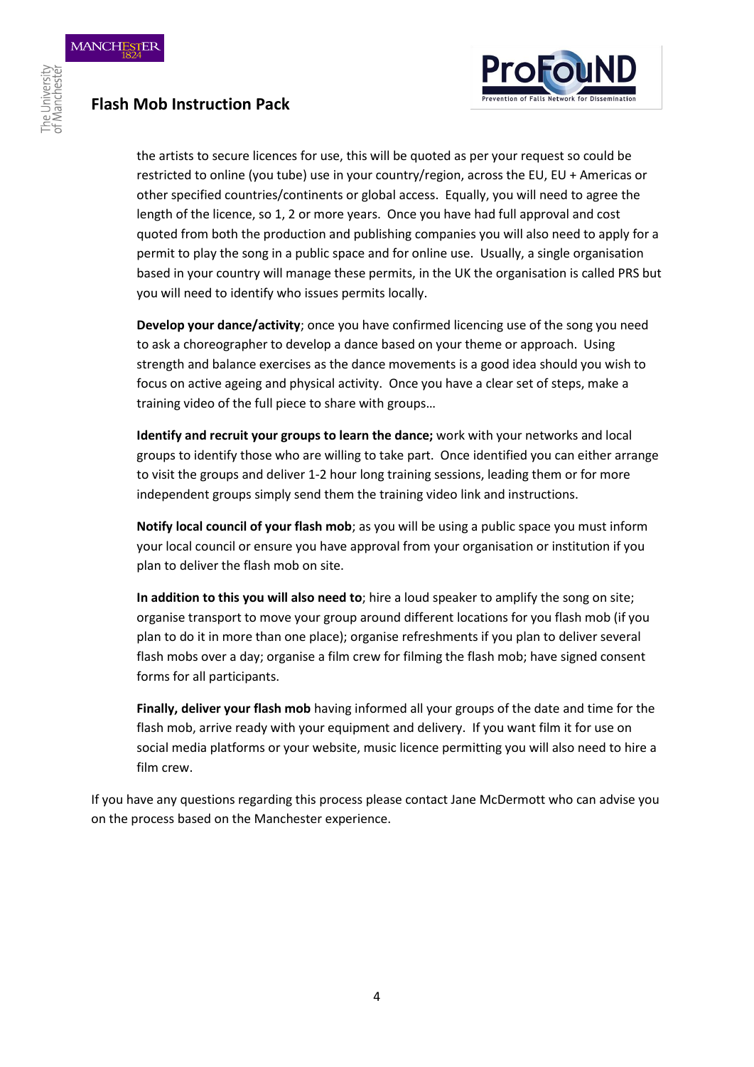the artists to secure licences for use, this will be quoted as per your request so could be restricted to online (you tube) use in your country/region, across the EU, EU + Americas or other specified countries/continents or global access. Equally, you will need to agree the length of the licence, so 1, 2 or more years. Once you have had full approval and cost quoted from both the production and publishing companies you will also need to apply for a permit to play the song in a public space and for online use. Usually, a single organisation based in your country will manage these permits, in the UK the organisation is called PRS but you will need to identify who issues permits locally.

**Develop your dance/activity**; once you have confirmed licencing use of the song you need to ask a choreographer to develop a dance based on your theme or approach. Using strength and balance exercises as the dance movements is a good idea should you wish to focus on active ageing and physical activity. Once you have a clear set of steps, make a training video of the full piece to share with groups…

**Identify and recruit your groups to learn the dance;** work with your networks and local groups to identify those who are willing to take part. Once identified you can either arrange to visit the groups and deliver 1-2 hour long training sessions, leading them or for more independent groups simply send them the training video link and instructions.

**Notify local council of your flash mob**; as you will be using a public space you must inform your local council or ensure you have approval from your organisation or institution if you plan to deliver the flash mob on site.

**In addition to this you will also need to**; hire a loud speaker to amplify the song on site; organise transport to move your group around different locations for you flash mob (if you plan to do it in more than one place); organise refreshments if you plan to deliver several flash mobs over a day; organise a film crew for filming the flash mob; have signed consent forms for all participants.

**Finally, deliver your flash mob** having informed all your groups of the date and time for the flash mob, arrive ready with your equipment and delivery. If you want film it for use on social media platforms or your website, music licence permitting you will also need to hire a film crew.

If you have any questions regarding this process please contact Jane McDermott who can advise you on the process based on the Manchester experience.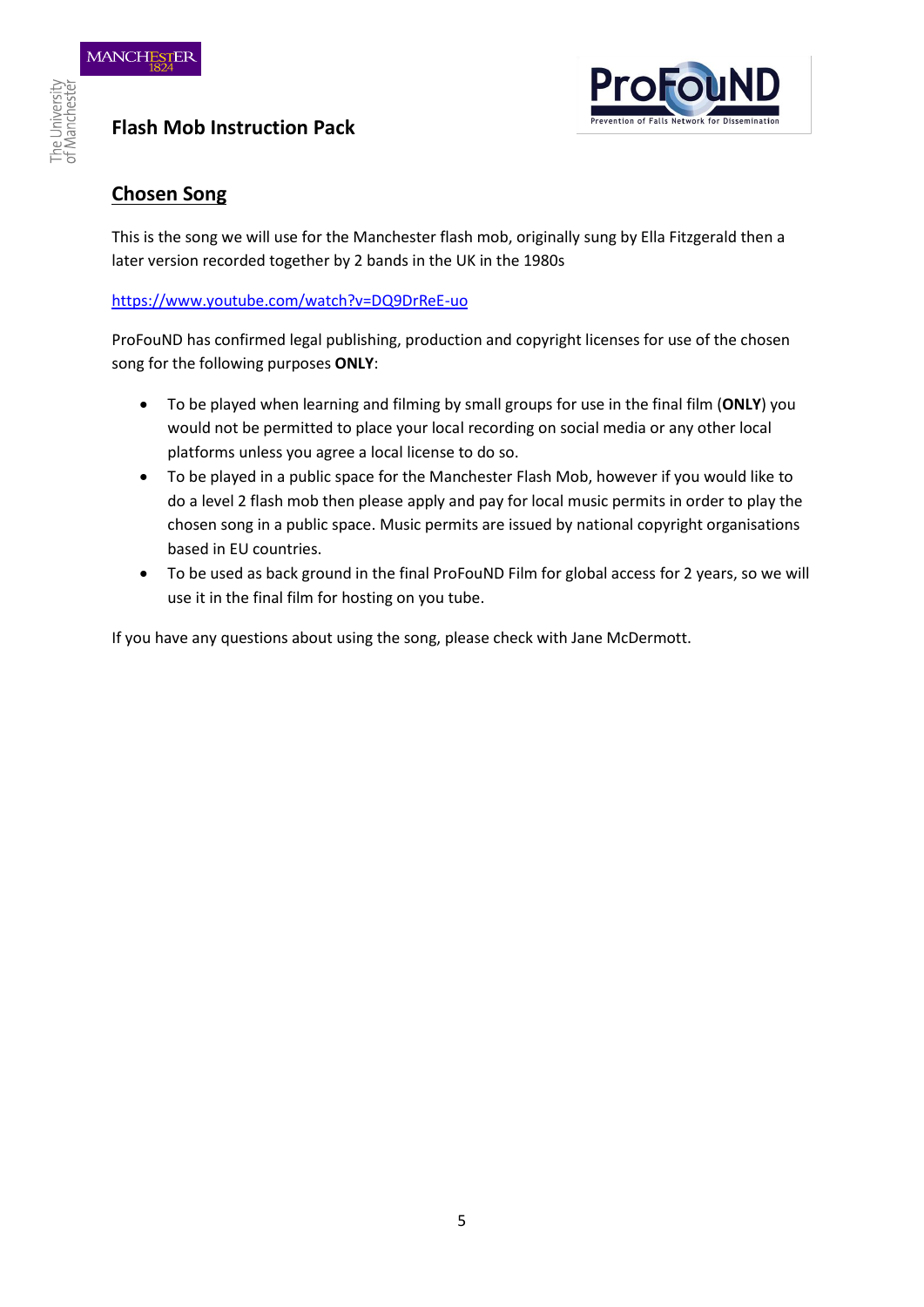## Flash Mob Instruction Pack

### Chosen Song

This is the song we will use for the Manchester flash mob, originally sung by Ella Fitzgerald then a later version recorded together by 2 bands in the UK in the 1980s

https://www.youtube.com/watch?v=DQ9DrReE-uo

ProFouND has confirmed legal publishing, production and copyright licenses for use of the chosen song for the following purposes **ONLY**:

- To be played when learning and filming by small groups for use in the final film (**ONLY**) you would not be permitted to place your local recording on social media or any other local platforms unless you agree a local license to do so.
- To be played in a public space for the Manchester Flash Mob, however if you would like to do a level 2 flash mob then please apply and pay for local music permits in order to play the chosen song in a public space. Music permits are issued by national copyright organisations based in EU countries.
- To be used as back ground in the final ProFouND Film for global access for 2 years, so we will use it in the final film for hosting on you tube.

If you have any questions about using the song, please check with Jane McDermott.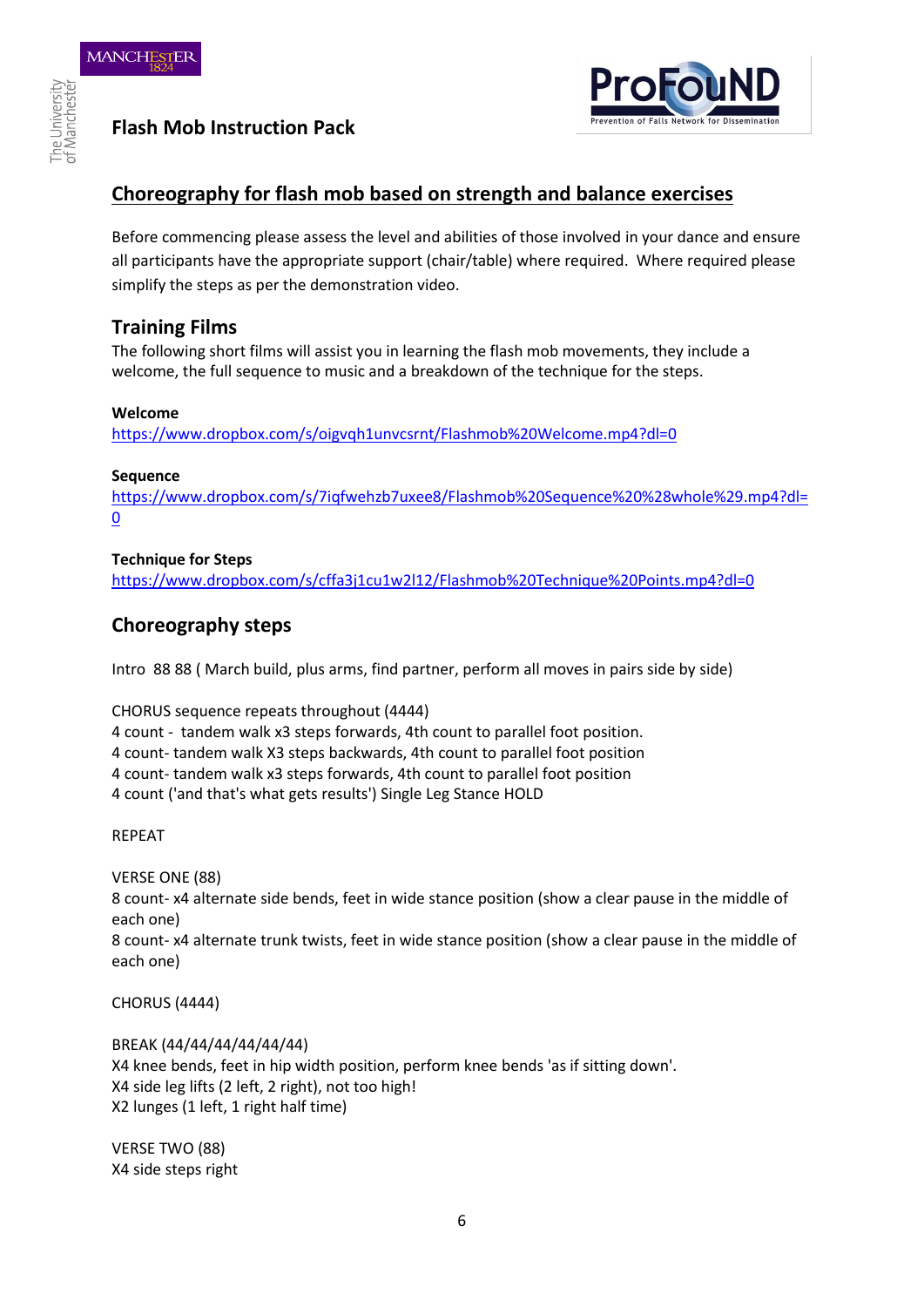**Flash Mob Instruction Pack**

## Choreography for flash mob based on strength and balance exercises

Before commencing please assess the level and abilities of those involved in your dance and ensure all participants have the appropriate support (chair/table) where required. Where required please simplify the steps as per the demonstration video.

### Training Films

The following short films will assist you in learning the flash mob movements, they include a welcome, the full sequence to music and a breakdown of the technique for the steps.

**Welcome**
https://www.dropbox.com/s/oigvqh1unvcsrnt/Flashmob%20Welcome.mp4?dl=0

**Sequence**
https://www.dropbox.com/s/7iqfwehzb7uxee8/Flashmob%20Sequence%20%28whole%29.mp4?dl=0

**Technique for Steps**
https://www.dropbox.com/s/cffa3j1cu1w2l12/Flashmob%20Technique%20Points.mp4?dl=0

### Choreography steps

Intro 88 88 ( March build, plus arms, find partner, perform all moves in pairs side by side)

CHORUS sequence repeats throughout (4444)
4 count - tandem walk x3 steps forwards, 4th count to parallel foot position.
4 count- tandem walk X3 steps backwards, 4th count to parallel foot position
4 count- tandem walk x3 steps forwards, 4th count to parallel foot position
4 count ('and that's what gets results') Single Leg Stance HOLD

REPEAT

VERSE ONE (88)
8 count- x4 alternate side bends, feet in wide stance position (show a clear pause in the middle of each one)
8 count- x4 alternate trunk twists, feet in wide stance position (show a clear pause in the middle of each one)

CHORUS (4444)

BREAK (44/44/44/44/44/44)
X4 knee bends, feet in hip width position, perform knee bends 'as if sitting down'.
X4 side leg lifts (2 left, 2 right), not too high!
X2 lunges (1 left, 1 right half time)

VERSE TWO (88)
X4 side steps right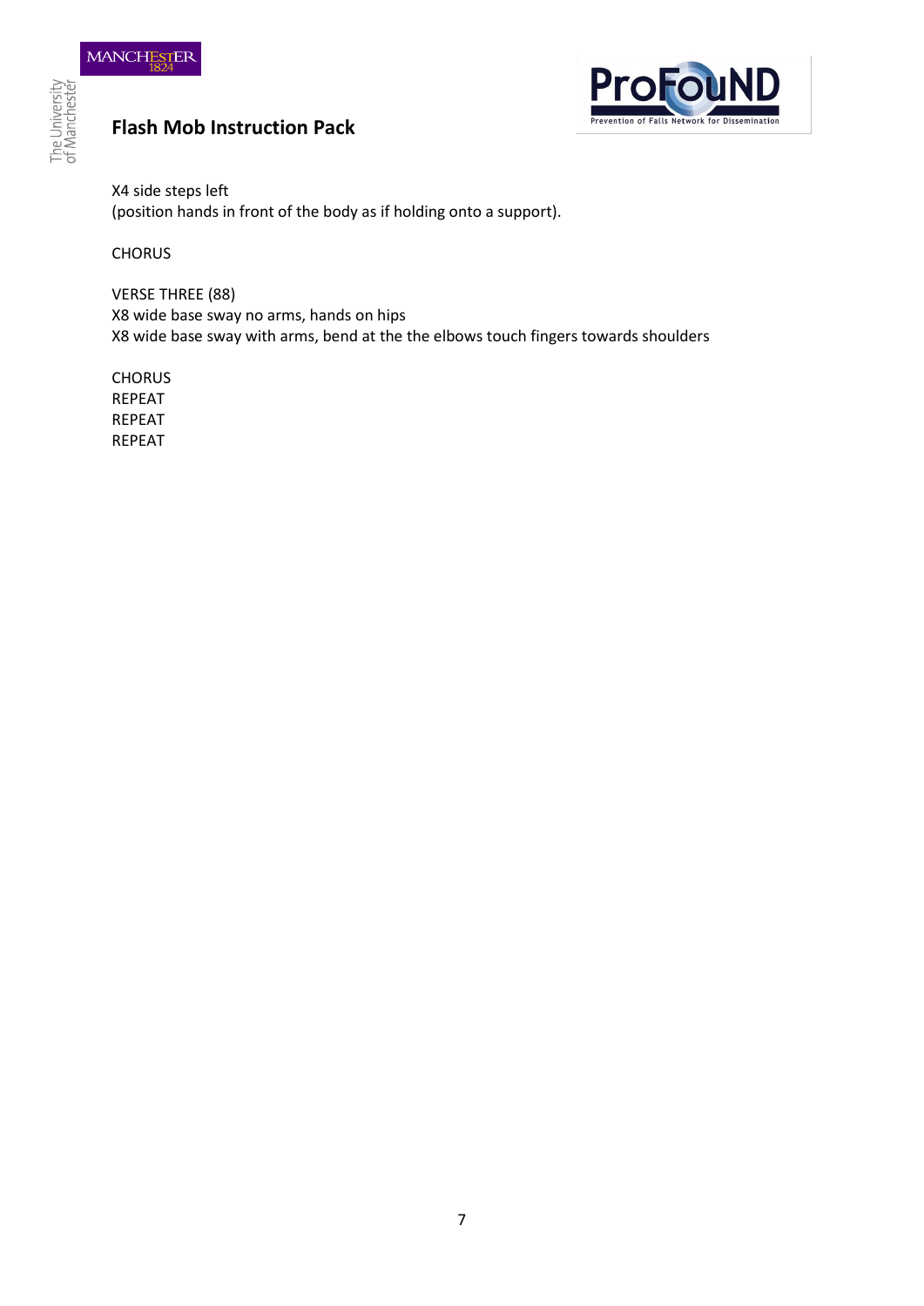X4 side steps left
(position hands in front of the body as if holding onto a support).

CHORUS

VERSE THREE (88)
X8 wide base sway no arms, hands on hips
X8 wide base sway with arms, bend at the the elbows touch fingers towards shoulders

CHORUS
REPEAT
REPEAT
REPEAT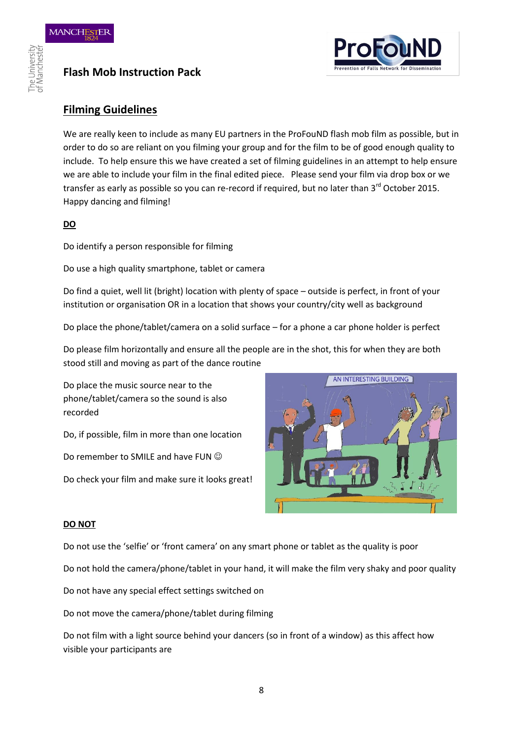## Flash Mob Instruction Pack

### Filming Guidelines

We are really keen to include as many EU partners in the ProFouND flash mob film as possible, but in order to do so are reliant on you filming your group and for the film to be of good enough quality to include. To help ensure this we have created a set of filming guidelines in an attempt to help ensure we are able to include your film in the final edited piece. Please send your film via drop box or we transfer as early as possible so you can re-record if required, but no later than 3rd October 2015. Happy dancing and filming!

**DO**

Do identify a person responsible for filming

Do use a high quality smartphone, tablet or camera

Do find a quiet, well lit (bright) location with plenty of space – outside is perfect, in front of your institution or organisation OR in a location that shows your country/city well as background

Do place the phone/tablet/camera on a solid surface – for a phone a car phone holder is perfect

Do please film horizontally and ensure all the people are in the shot, this for when they are both stood still and moving as part of the dance routine

Do place the music source near to the phone/tablet/camera so the sound is also recorded

Do, if possible, film in more than one location

Do remember to SMILE and have FUN ☺

Do check your film and make sure it looks great!

**DO NOT**

Do not use the 'selfie' or 'front camera' on any smart phone or tablet as the quality is poor

Do not hold the camera/phone/tablet in your hand, it will make the film very shaky and poor quality

Do not have any special effect settings switched on

Do not move the camera/phone/tablet during filming

Do not film with a light source behind your dancers (so in front of a window) as this affect how visible your participants are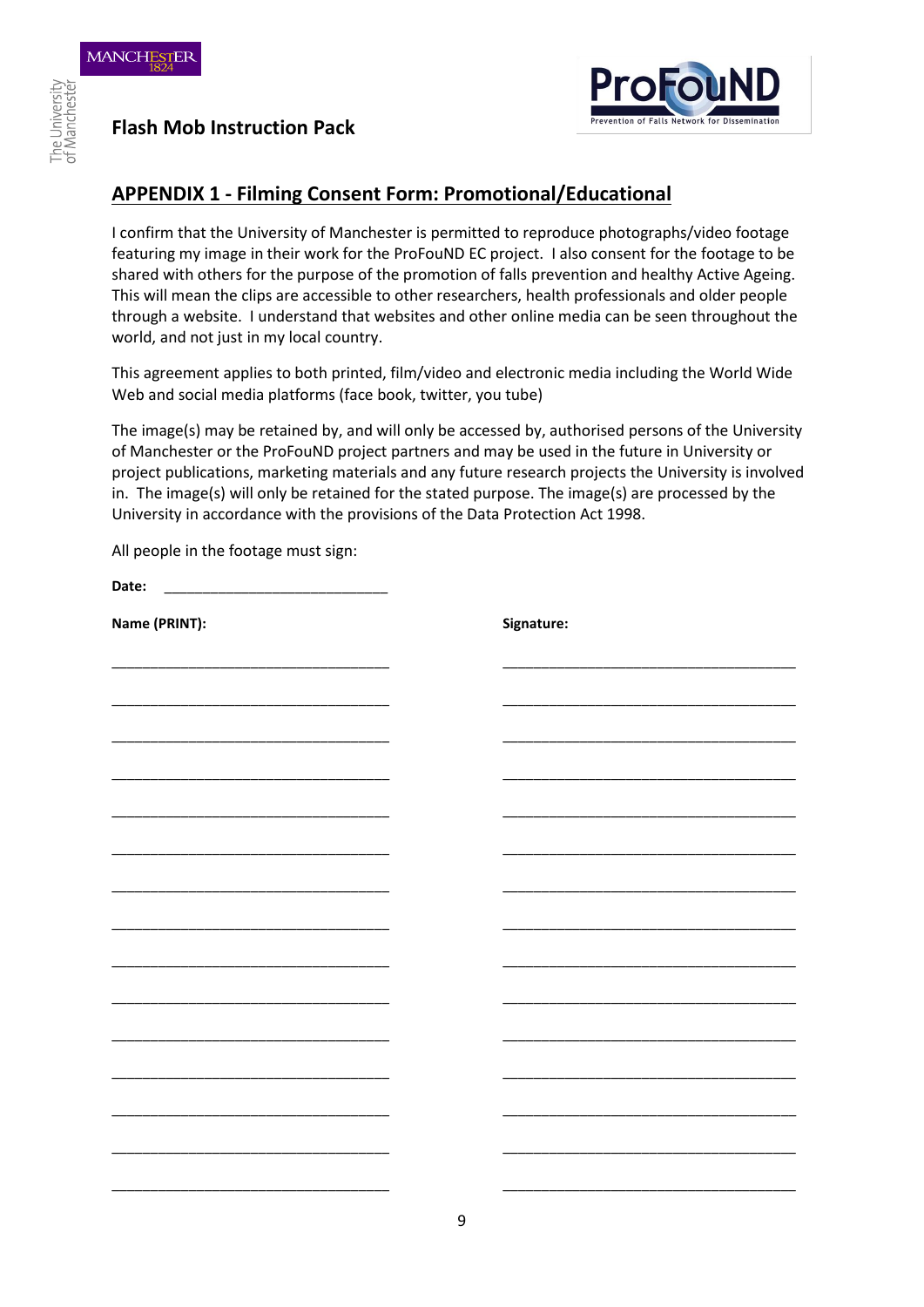## APPENDIX 1 - Filming Consent Form: Promotional/Educational

I confirm that the University of Manchester is permitted to reproduce photographs/video footage featuring my image in their work for the ProFouND EC project. I also consent for the footage to be shared with others for the purpose of the promotion of falls prevention and healthy Active Ageing. This will mean the clips are accessible to other researchers, health professionals and older people through a website. I understand that websites and other online media can be seen throughout the world, and not just in my local country.

This agreement applies to both printed, film/video and electronic media including the World Wide Web and social media platforms (face book, twitter, you tube)

The image(s) may be retained by, and will only be accessed by, authorised persons of the University of Manchester or the ProFouND project partners and may be used in the future in University or project publications, marketing materials and any future research projects the University is involved in. The image(s) will only be retained for the stated purpose. The image(s) are processed by the University in accordance with the provisions of the Data Protection Act 1998.

All people in the footage must sign:

**Date:** ____________________________

| **Name (PRINT):** | **Signature:** |
|---|---|
| ______________________________ | ______________________________ |
| ______________________________ | ______________________________ |
| ______________________________ | ______________________________ |
| ______________________________ | ______________________________ |
| ______________________________ | ______________________________ |
| ______________________________ | ______________________________ |
| ______________________________ | ______________________________ |
| ______________________________ | ______________________________ |
| ______________________________ | ______________________________ |
| ______________________________ | ______________________________ |
| ______________________________ | ______________________________ |
| ______________________________ | ______________________________ |
| ______________________________ | ______________________________ |
| ______________________________ | ______________________________ |
| ______________________________ | ______________________________ |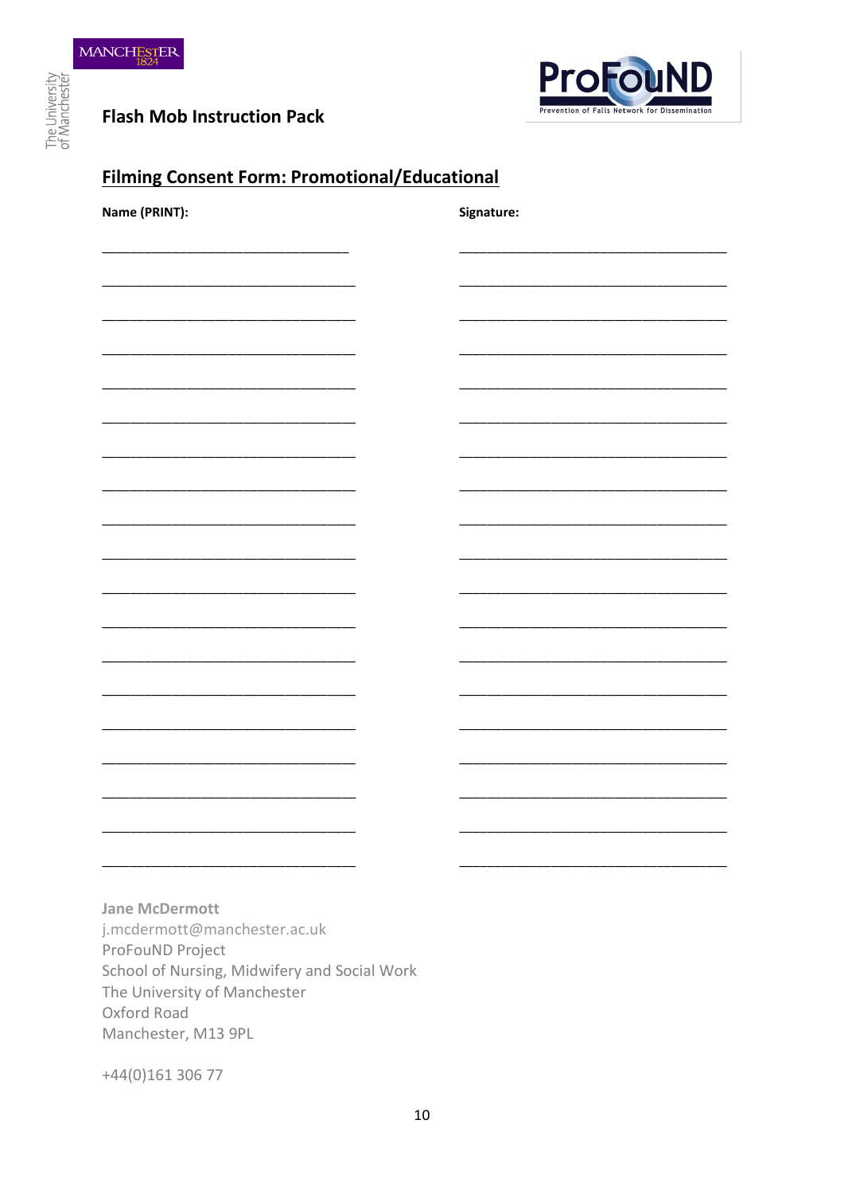**Flash Mob Instruction Pack**

## Filming Consent Form: Promotional/Educational

| Name (PRINT): | Signature: |
|---|---|
| | |
| | |
| | |
| | |
| | |
| | |
| | |
| | |
| | |
| | |
| | |
| | |
| | |
| | |
| | |
| | |
| | |
| | |
| | |

Jane McDermott
j.mcdermott@manchester.ac.uk
ProFouND Project
School of Nursing, Midwifery and Social Work
The University of Manchester
Oxford Road
Manchester, M13 9PL

+44(0)161 306 77